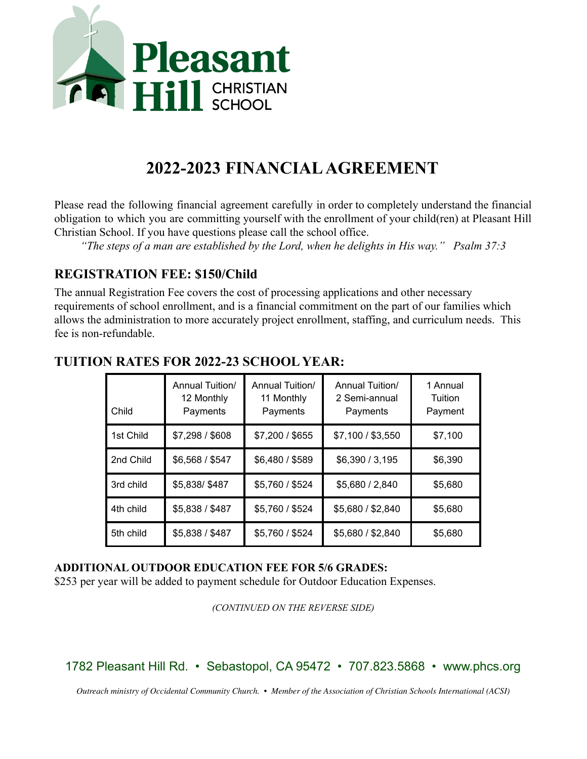# Pleasant Hill CHRISTIAN SCHOOL

## 2022-2023 FINANCIAL AGREEMENT

Please read the following financial agreement carefully in order to completely understand the financial obligation to which you are committing yourself with the enrollment of your child(ren) at Pleasant Hill Christian School. If you have questions please call the school office.

*"The steps of a man are established by the Lord, when he delights in His way." Psalm 37:3*

### REGISTRATION FEE: $150/Child

The annual Registration Fee covers the cost of processing applications and other necessary requirements of school enrollment, and is a financial commitment on the part of our families which allows the administration to more accurately project enrollment, staffing, and curriculum needs. This fee is non-refundable.

### TUITION RATES FOR 2022-23 SCHOOL YEAR:

| Child | Annual Tuition/ 12 Monthly Payments | Annual Tuition/ 11 Monthly Payments | Annual Tuition/ 2 Semi-annual Payments | 1 Annual Tuition Payment |
|---|---|---|---|---|
| 1st Child | $7,298 / $608 | $7,200 / $655 | $7,100 / $3,550 | $7,100 |
| 2nd Child | $6,568 / $547 | $6,480 / $589 | $6,390 / 3,195 | $6,390 |
| 3rd child | $5,838/ $487 | $5,760 / $524 | $5,680 / 2,840 | $5,680 |
| 4th child | $5,838 / $487 | $5,760 / $524 | $5,680 / $2,840 | $5,680 |
| 5th child | $5,838 / $487 | $5,760 / $524 | $5,680 / $2,840 | $5,680 |

**ADDITIONAL OUTDOOR EDUCATION FEE FOR 5/6 GRADES:**
$253 per year will be added to payment schedule for Outdoor Education Expenses.

*(CONTINUED ON THE REVERSE SIDE)*

1782 Pleasant Hill Rd. • Sebastopol, CA 95472 • 707.823.5868 • www.phcs.org

*Outreach ministry of Occidental Community Church. • Member of the Association of Christian Schools International (ACSI)*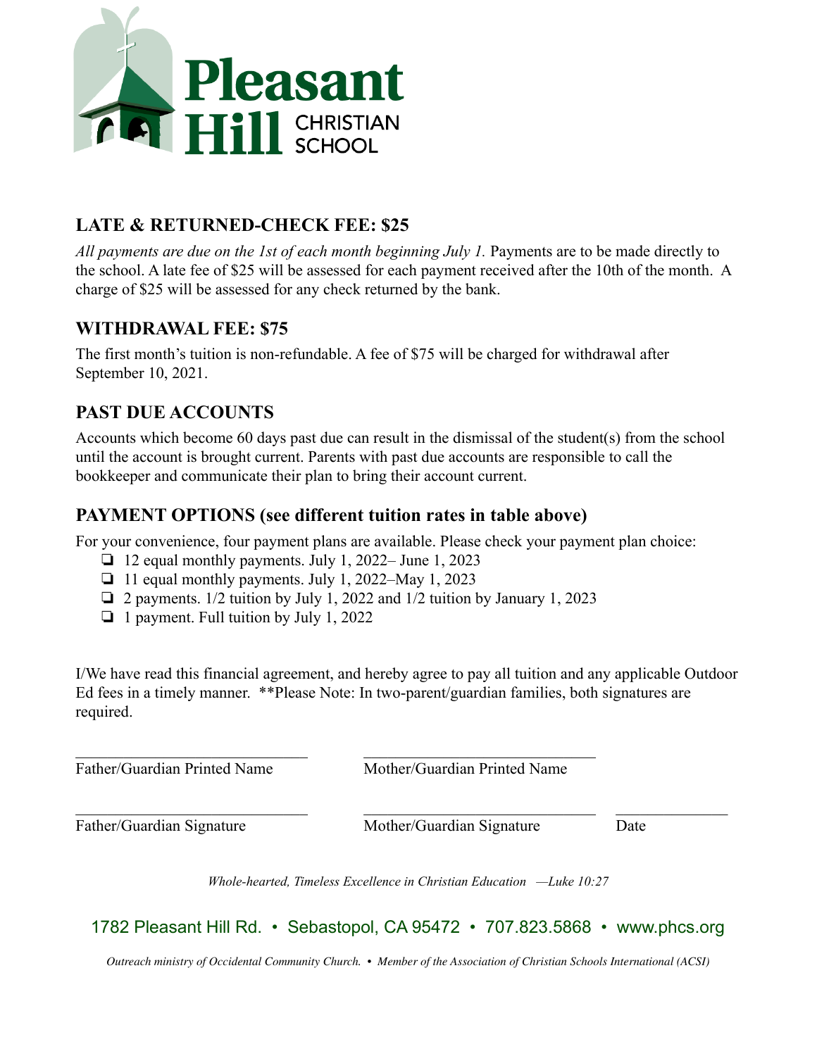# Pleasant Hill CHRISTIAN SCHOOL

## LATE & RETURNED-CHECK FEE: $25

*All payments are due on the 1st of each month beginning July 1.* Payments are to be made directly to the school. A late fee of $25 will be assessed for each payment received after the 10th of the month. A charge of $25 will be assessed for any check returned by the bank.

## WITHDRAWAL FEE: $75

The first month's tuition is non-refundable. A fee of $75 will be charged for withdrawal after September 10, 2021.

## PAST DUE ACCOUNTS

Accounts which become 60 days past due can result in the dismissal of the student(s) from the school until the account is brought current. Parents with past due accounts are responsible to call the bookkeeper and communicate their plan to bring their account current.

## PAYMENT OPTIONS (see different tuition rates in table above)

For your convenience, four payment plans are available. Please check your payment plan choice:

- ❏ 12 equal monthly payments. July 1, 2022– June 1, 2023
- ❏ 11 equal monthly payments. July 1, 2022–May 1, 2023
- ❏ 2 payments. 1/2 tuition by July 1, 2022 and 1/2 tuition by January 1, 2023
- ❏ 1 payment. Full tuition by July 1, 2022

I/We have read this financial agreement, and hereby agree to pay all tuition and any applicable Outdoor Ed fees in a timely manner. **Please Note: In two-parent/guardian families, both signatures are required.

\_\_\_\_\_\_\_\_\_\_\_\_\_\_\_\_\_\_\_\_\_\_\_\_\_\_\_\_\_\_ Father/Guardian Printed Name

\_\_\_\_\_\_\_\_\_\_\_\_\_\_\_\_\_\_\_\_\_\_\_\_\_\_\_\_\_\_ Mother/Guardian Printed Name

\_\_\_\_\_\_\_\_\_\_\_\_\_\_\_\_\_\_\_\_\_\_\_\_\_\_\_\_\_\_ Father/Guardian Signature

\_\_\_\_\_\_\_\_\_\_\_\_\_\_\_\_\_\_\_\_\_\_\_\_\_\_\_\_\_\_ Mother/Guardian Signature

\_\_\_\_\_\_\_\_\_\_\_\_\_\_ Date

*Whole-hearted, Timeless Excellence in Christian Education —Luke 10:27*

1782 Pleasant Hill Rd. • Sebastopol, CA 95472 • 707.823.5868 • www.phcs.org

*Outreach ministry of Occidental Community Church. • Member of the Association of Christian Schools International (ACSI)*